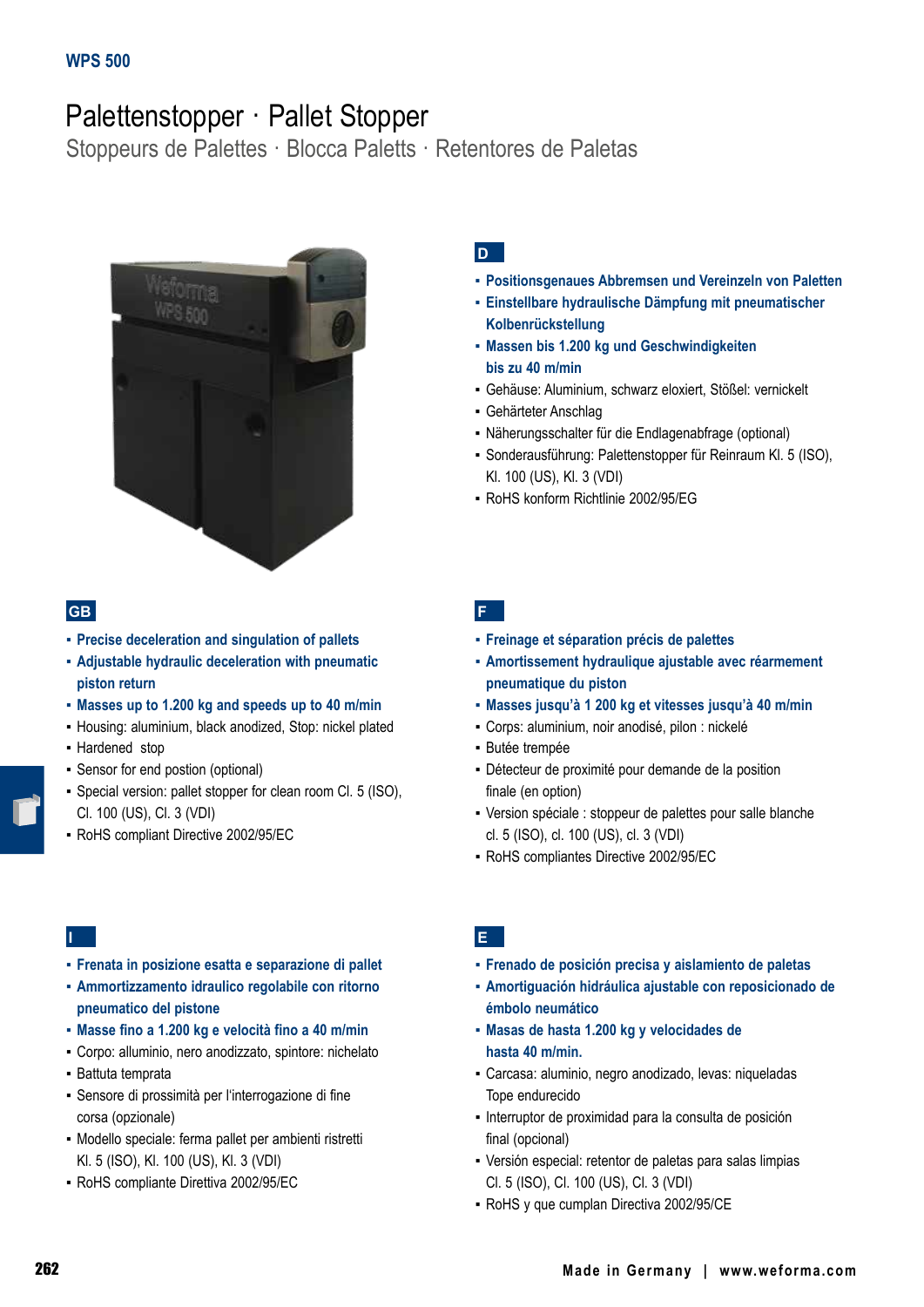WPS 500

# Palettenstopper · Pallet Stopper

## Stoppeurs de Palettes · Blocca Paletts · Retentores de Paletas

### D

- **Positionsgenaues Abbremsen und Vereinzeln von Paletten**
- **Einstellbare hydraulische Dämpfung mit pneumatischer Kolbenrückstellung**
- **Massen bis 1.200 kg und Geschwindigkeiten bis zu 40 m/min**
- Gehäuse: Aluminium, schwarz eloxiert, Stößel: vernickelt
- Gehärteter Anschlag
- Näherungsschalter für die Endlagenabfrage (optional)
- Sonderausführung: Palettenstopper für Reinraum Kl. 5 (ISO), Kl. 100 (US), Kl. 3 (VDI)
- RoHS konform Richtlinie 2002/95/EG

### GB

- **Precise deceleration and singulation of pallets**
- **Adjustable hydraulic deceleration with pneumatic piston return**
- **Masses up to 1.200 kg and speeds up to 40 m/min**
- Housing: aluminium, black anodized, Stop: nickel plated
- Hardened stop
- Sensor for end postion (optional)
- Special version: pallet stopper for clean room Cl. 5 (ISO), Cl. 100 (US), Cl. 3 (VDI)
- RoHS compliant Directive 2002/95/EC

### F

- **Freinage et séparation précis de palettes**
- **Amortissement hydraulique ajustable avec réarmement pneumatique du piston**
- **Masses jusqu'à 1 200 kg et vitesses jusqu'à 40 m/min**
- Corps: aluminium, noir anodisé, pilon : nickelé
- Butée trempée
- Détecteur de proximité pour demande de la position finale (en option)
- Version spéciale : stoppeur de palettes pour salle blanche cl. 5 (ISO), cl. 100 (US), cl. 3 (VDI)
- RoHS compliantes Directive 2002/95/EC

### I

- **Frenata in posizione esatta e separazione di pallet**
- **Ammortizzamento idraulico regolabile con ritorno pneumatico del pistone**
- **Masse fino a 1.200 kg e velocità fino a 40 m/min**
- Corpo: alluminio, nero anodizzato, spintore: nichelato
- Battuta temprata
- Sensore di prossimità per l'interrogazione di fine corsa (opzionale)
- Modello speciale: ferma pallet per ambienti ristretti Kl. 5 (ISO), Kl. 100 (US), Kl. 3 (VDI)
- RoHS compliante Direttiva 2002/95/EC

### E

- **Frenado de posición precisa y aislamiento de paletas**
- **Amortiguación hidráulica ajustable con reposicionado de émbolo neumático**
- **Masas de hasta 1.200 kg y velocidades de hasta 40 m/min.**
- Carcasa: aluminio, negro anodizado, levas: niqueladas Tope endurecido
- Interruptor de proximidad para la consulta de posición final (opcional)
- Versión especial: retentor de paletas para salas limpias Cl. 5 (ISO), Cl. 100 (US), Cl. 3 (VDI)
- RoHS y que cumplan Directiva 2002/95/CE

Made in Germany | www.weforma.com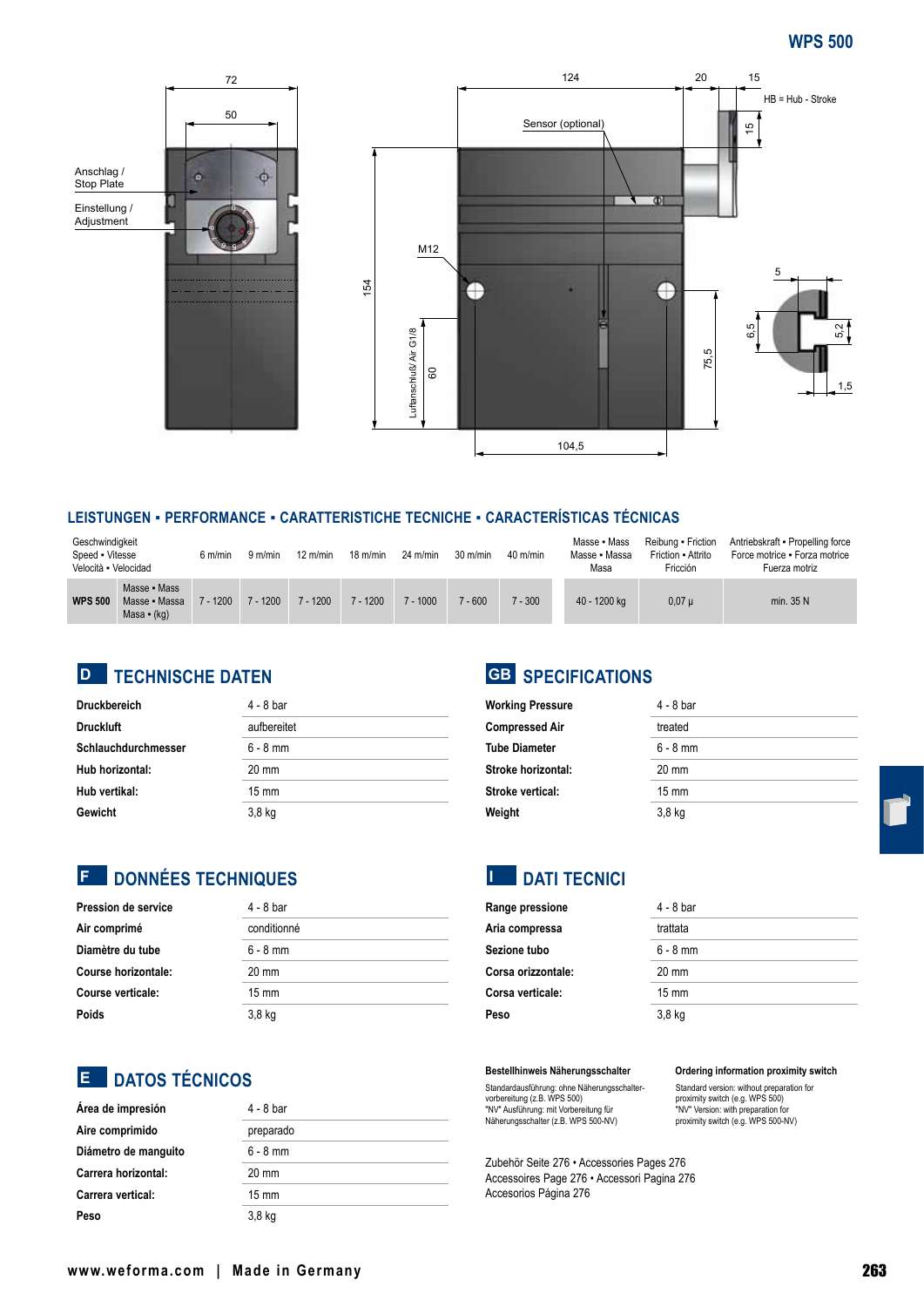# WPS 500

Anschlag / Stop Plate

Einstellung / Adjustment

Sensor (optional)

HB = Hub - Stroke

M12

Luftanschluß/ Air G1/8

## LEISTUNGEN ▪ PERFORMANCE ▪ CARATTERISTICHE TECNICHE ▪ CARACTERÍSTICAS TÉCNICAS

| | Geschwindigkeit Speed ▪ Vitesse Velocità ▪ Velocidad | 6 m/min | 9 m/min | 12 m/min | 18 m/min | 24 m/min | 30 m/min | 40 m/min | Masse ▪ Mass Masse ▪ Massa Masa | Reibung ▪ Friction Friction ▪ Attrito Fricción | Antriebskraft ▪ Propelling force Force motrice ▪ Forza motrice Fuerza motriz |
|---|---|---|---|---|---|---|---|---|---|---|---|
| **WPS 500** | Masse ▪ Mass Masse ▪ Massa Masa ▪ (kg) | 7 - 1200 | 7 - 1200 | 7 - 1200 | 7 - 1200 | 7 - 1000 | 7 - 600 | 7 - 300 | 40 - 1200 kg | 0,07 µ | min. 35 N |

## D TECHNISCHE DATEN

| | |
|---|---|
| **Druckbereich** | 4 - 8 bar |
| **Druckluft** | aufbereitet |
| **Schlauchdurchmesser** | 6 - 8 mm |
| **Hub horizontal:** | 20 mm |
| **Hub vertikal:** | 15 mm |
| **Gewicht** | 3,8 kg |

## GB SPECIFICATIONS

| | |
|---|---|
| **Working Pressure** | 4 - 8 bar |
| **Compressed Air** | treated |
| **Tube Diameter** | 6 - 8 mm |
| **Stroke horizontal:** | 20 mm |
| **Stroke vertical:** | 15 mm |
| **Weight** | 3,8 kg |

## F DONNÉES TECHNIQUES

| | |
|---|---|
| **Pression de service** | 4 - 8 bar |
| **Air comprimé** | conditionné |
| **Diamètre du tube** | 6 - 8 mm |
| **Course horizontale:** | 20 mm |
| **Course verticale:** | 15 mm |
| **Poids** | 3,8 kg |

## I DATI TECNICI

| | |
|---|---|
| **Range pressione** | 4 - 8 bar |
| **Aria compressa** | trattata |
| **Sezione tubo** | 6 - 8 mm |
| **Corsa orizzontale:** | 20 mm |
| **Corsa verticale:** | 15 mm |
| **Peso** | 3,8 kg |

## E DATOS TÉCNICOS

| | |
|---|---|
| **Área de impresión** | 4 - 8 bar |
| **Aire comprimido** | preparado |
| **Diámetro de manguito** | 6 - 8 mm |
| **Carrera horizontal:** | 20 mm |
| **Carrera vertical:** | 15 mm |
| **Peso** | 3,8 kg |

**Bestellhinweis Näherungsschalter**

Standardausführung: ohne Näherungsschalter-vorbereitung (z.B. WPS 500)
"NV" Ausführung: mit Vorbereitung für Näherungsschalter (z.B. WPS 500-NV)

**Ordering information proximity switch**

Standard version: without preparation for proximity switch (e.g. WPS 500)
"NV" Version: with preparation for proximity switch (e.g. WPS 500-NV)

Zubehör Seite 276 ▪ Accessories Pages 276
Accessoires Page 276 ▪ Accessori Pagina 276
Accesorios Página 276

www.weforma.com | Made in Germany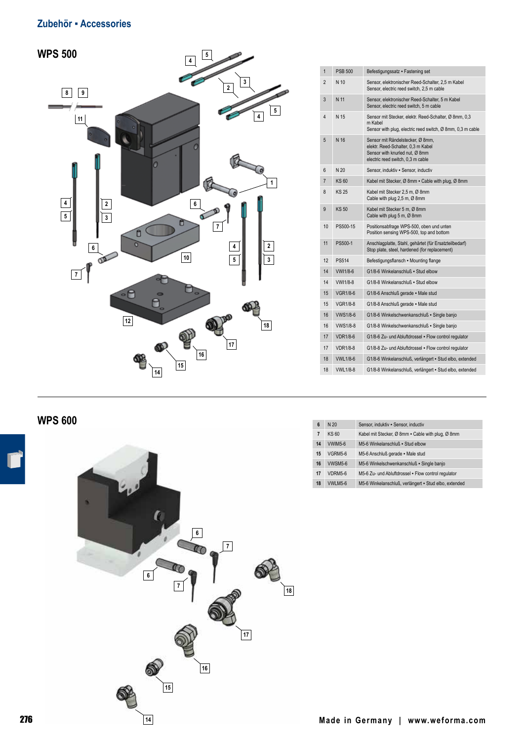## Zubehör • Accessories

### WPS 500

| | | |
|---|---|---|
| 1 | PSB 500 | Befestigungssatz • Fastening set |
| 2 | N 10 | Sensor, elektronischer Reed-Schalter, 2,5 m Kabel<br>Sensor, electric reed switch, 2,5 m cable |
| 3 | N 11 | Sensor, elektronischer Reed-Schalter, 5 m Kabel<br>Sensor, electric reed switch, 5 m cable |
| 4 | N 15 | Sensor mit Stecker, elektr. Reed-Schalter, Ø 8mm, 0,3 m Kabel<br>Sensor with plug, electric reed switch, Ø 8mm, 0,3 m cable |
| 5 | N 16 | Sensor mit Rändelstecker, Ø 8mm, elektr. Reed-Schalter, 0,3 m Kabel<br>Sensor with knurled nut, Ø 8mm<br>electric reed switch, 0,3 m cable |
| 6 | N 20 | Sensor, induktiv • Sensor, inductiv |
| 7 | KS 60 | Kabel mit Stecker, Ø 8mm • Cable with plug, Ø 8mm |
| 8 | KS 25 | Kabel mit Stecker 2,5 m, Ø 8mm<br>Cable with plug 2,5 m, Ø 8mm |
| 9 | KS 50 | Kabel mit Stecker 5 m, Ø 8mm<br>Cable with plug 5 m, Ø 8mm |
| 10 | PS500-15 | Positionsabfrage WPS-500, oben und unten<br>Position sensing WPS-500, top and bottom |
| 11 | PS500-1 | Anschlagplatte, Stahl, gehärtet (für Ersatzteilbedarf)<br>Stop plate, steel, hardened (for replacement) |
| 12 | PS514 | Befestigungsflansch • Mounting flange |
| 14 | VWI1/8-6 | G1/8-6 Winkelanschluß • Stud elbow |
| 14 | VWI1/8-8 | G1/8-8 Winkelanschluß • Stud elbow |
| 15 | VGR1/8-6 | G1/8-6 Anschluß gerade • Male stud |
| 15 | VGR1/8-8 | G1/8-8 Anschluß gerade • Male stud |
| 16 | VWS1/8-6 | G1/8-6 Winkelschwenkanschluß • Single banjo |
| 16 | VWS1/8-8 | G1/8-8 Winkelschwenkanschluß • Single banjo |
| 17 | VDR1/8-6 | G1/8-6 Zu- und Abluftdrossel • Flow control regulator |
| 17 | VDR1/8-8 | G1/8-8 Zu- und Abluftdrossel • Flow control regulator |
| 18 | VWL1/8-6 | G1/8-6 Winkelanschluß, verlängert • Stud elbo, extended |
| 18 | VWL1/8-8 | G1/8-8 Winkelanschluß, verlängert • Stud elbo, extended |

### WPS 600

| | | |
|---|---|---|
| 6 | N 20 | Sensor, induktiv • Sensor, inductiv |
| 7 | KS 60 | Kabel mit Stecker, Ø 8mm • Cable with plug, Ø 8mm |
| 14 | VWIM5-6 | M5-6 Winkelanschluß • Stud elbow |
| 15 | VGRM5-6 | M5-6 Anschluß gerade • Male stud |
| 16 | VWSM5-6 | M5-6 Winkelschwenkanschluß • Single banjo |
| 17 | VDRM5-6 | M5-6 Zu- und Abluftdrossel • Flow control regulator |
| 18 | VWLM5-6 | M5-6 Winkelanschluß, verlängert • Stud elbo, extended |

Made in Germany | www.weforma.com